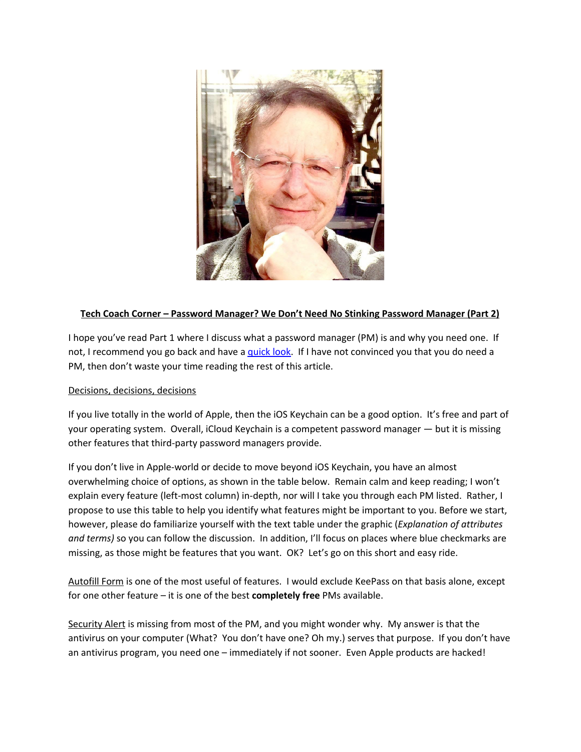**Tech Coach Corner – Password Manager? We Don't Need No Stinking Password Manager (Part 2)**

I hope you've read Part 1 where I discuss what a password manager (PM) is and why you need one. If not, I recommend you go back and have a quick look. If I have not convinced you that you do need a PM, then don't waste your time reading the rest of this article.

Decisions, decisions, decisions

If you live totally in the world of Apple, then the iOS Keychain can be a good option. It's free and part of your operating system. Overall, iCloud Keychain is a competent password manager — but it is missing other features that third-party password managers provide.

If you don't live in Apple-world or decide to move beyond iOS Keychain, you have an almost overwhelming choice of options, as shown in the table below. Remain calm and keep reading; I won't explain every feature (left-most column) in-depth, nor will I take you through each PM listed. Rather, I propose to use this table to help you identify what features might be important to you. Before we start, however, please do familiarize yourself with the text table under the graphic (*Explanation of attributes and terms)* so you can follow the discussion. In addition, I'll focus on places where blue checkmarks are missing, as those might be features that you want. OK? Let's go on this short and easy ride.

Autofill Form is one of the most useful of features. I would exclude KeePass on that basis alone, except for one other feature – it is one of the best **completely free** PMs available.

Security Alert is missing from most of the PM, and you might wonder why. My answer is that the antivirus on your computer (What? You don't have one? Oh my.) serves that purpose. If you don't have an antivirus program, you need one – immediately if not sooner. Even Apple products are hacked!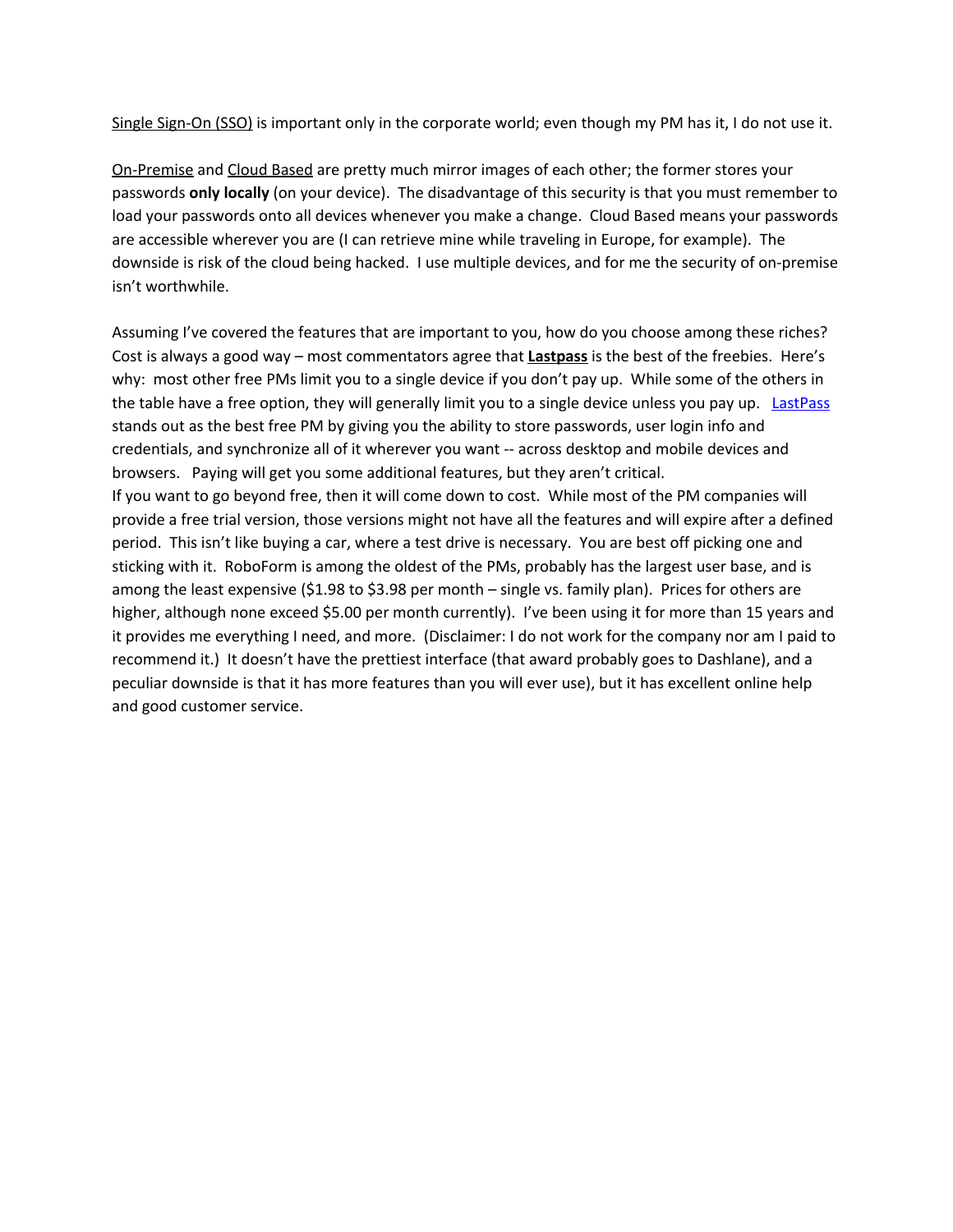Single Sign-On (SSO) is important only in the corporate world; even though my PM has it, I do not use it.

On-Premise and Cloud Based are pretty much mirror images of each other; the former stores your passwords **only locally** (on your device). The disadvantage of this security is that you must remember to load your passwords onto all devices whenever you make a change. Cloud Based means your passwords are accessible wherever you are (I can retrieve mine while traveling in Europe, for example). The downside is risk of the cloud being hacked. I use multiple devices, and for me the security of on-premise isn't worthwhile.

Assuming I've covered the features that are important to you, how do you choose among these riches? Cost is always a good way – most commentators agree that **Lastpass** is the best of the freebies. Here's why: most other free PMs limit you to a single device if you don't pay up. While some of the others in the table have a free option, they will generally limit you to a single device unless you pay up. [LastPass]() stands out as the best free PM by giving you the ability to store passwords, user login info and credentials, and synchronize all of it wherever you want -- across desktop and mobile devices and browsers. Paying will get you some additional features, but they aren't critical.

If you want to go beyond free, then it will come down to cost. While most of the PM companies will provide a free trial version, those versions might not have all the features and will expire after a defined period. This isn't like buying a car, where a test drive is necessary. You are best off picking one and sticking with it. RoboForm is among the oldest of the PMs, probably has the largest user base, and is among the least expensive ($1.98 to $3.98 per month – single vs. family plan). Prices for others are higher, although none exceed $5.00 per month currently). I've been using it for more than 15 years and it provides me everything I need, and more. (Disclaimer: I do not work for the company nor am I paid to recommend it.) It doesn't have the prettiest interface (that award probably goes to Dashlane), and a peculiar downside is that it has more features than you will ever use), but it has excellent online help and good customer service.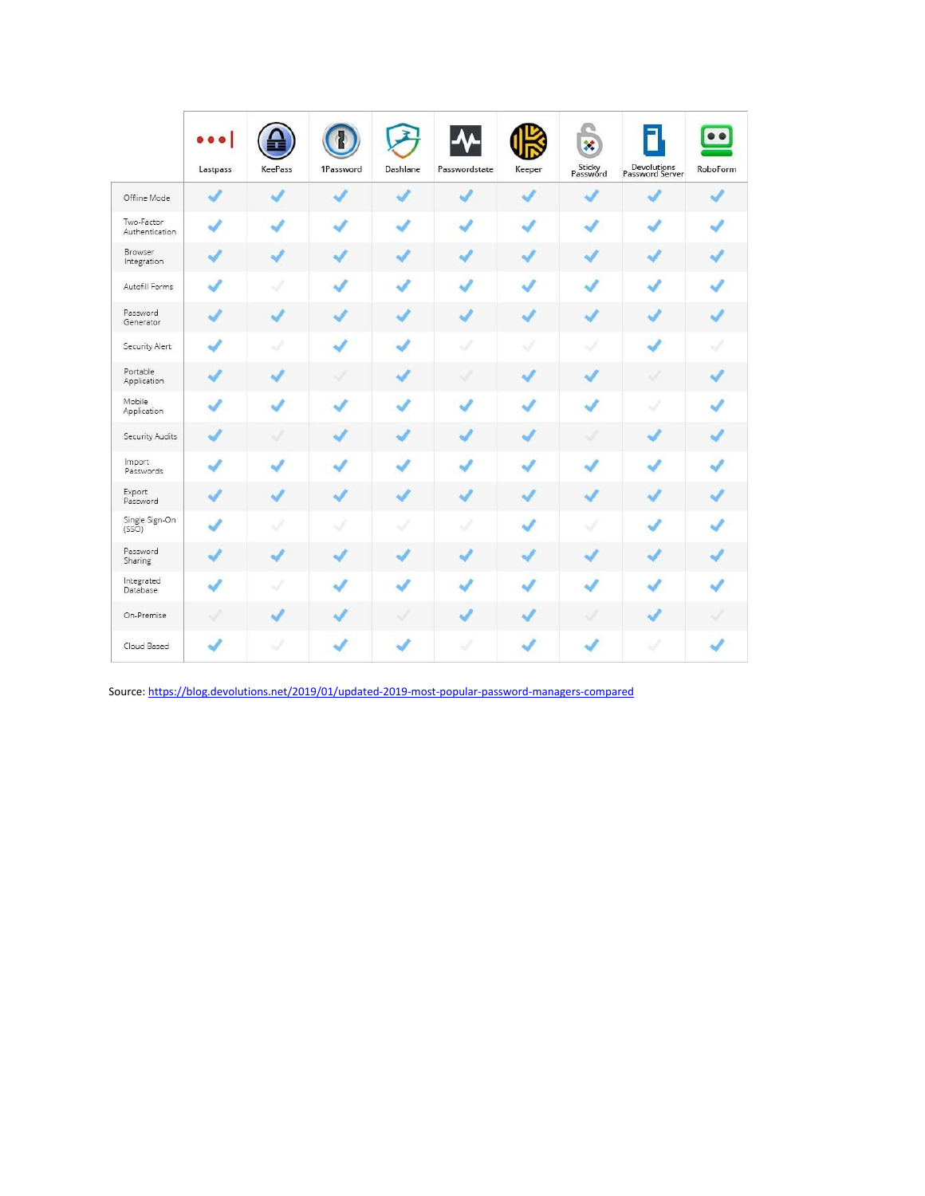| | Lastpass | KeePass | 1Password | Dashlane | Passwordstate | Keeper | Sticky Password | Devolutions Password Server | RoboForm |
|---|---|---|---|---|---|---|---|---|---|
| Offline Mode | ✓ | ✓ | ✓ | ✓ | ✓ | ✓ | ✓ | ✓ | ✓ |
| Two-Factor Authentication | ✓ | ✓ | ✓ | ✓ | ✓ | ✓ | ✓ | ✓ | ✓ |
| Browser Integration | ✓ | ✓ | ✓ | ✓ | ✓ | ✓ | ✓ | ✓ | ✓ |
| Autofill Forms | ✓ | | ✓ | ✓ | ✓ | ✓ | ✓ | ✓ | ✓ |
| Password Generator | ✓ | ✓ | ✓ | ✓ | ✓ | ✓ | ✓ | ✓ | ✓ |
| Security Alert | ✓ | | ✓ | ✓ | | | | ✓ | |
| Portable Application | ✓ | ✓ | | ✓ | | ✓ | ✓ | | ✓ |
| Mobile Application | ✓ | ✓ | ✓ | ✓ | ✓ | ✓ | ✓ | | ✓ |
| Security Audits | ✓ | | ✓ | ✓ | ✓ | ✓ | | ✓ | ✓ |
| Import Passwords | ✓ | ✓ | ✓ | ✓ | ✓ | ✓ | ✓ | ✓ | ✓ |
| Export Password | ✓ | ✓ | ✓ | ✓ | ✓ | ✓ | ✓ | ✓ | ✓ |
| Single Sign-On (SSO) | ✓ | | | | | ✓ | | ✓ | ✓ |
| Password Sharing | ✓ | ✓ | ✓ | ✓ | ✓ | ✓ | ✓ | ✓ | ✓ |
| Integrated Database | ✓ | | ✓ | ✓ | ✓ | ✓ | ✓ | ✓ | ✓ |
| On-Premise | | ✓ | ✓ | | ✓ | ✓ | | ✓ | |
| Cloud Based | ✓ | | ✓ | ✓ | | ✓ | ✓ | | ✓ |

Source: https://blog.devolutions.net/2019/01/updated-2019-most-popular-password-managers-compared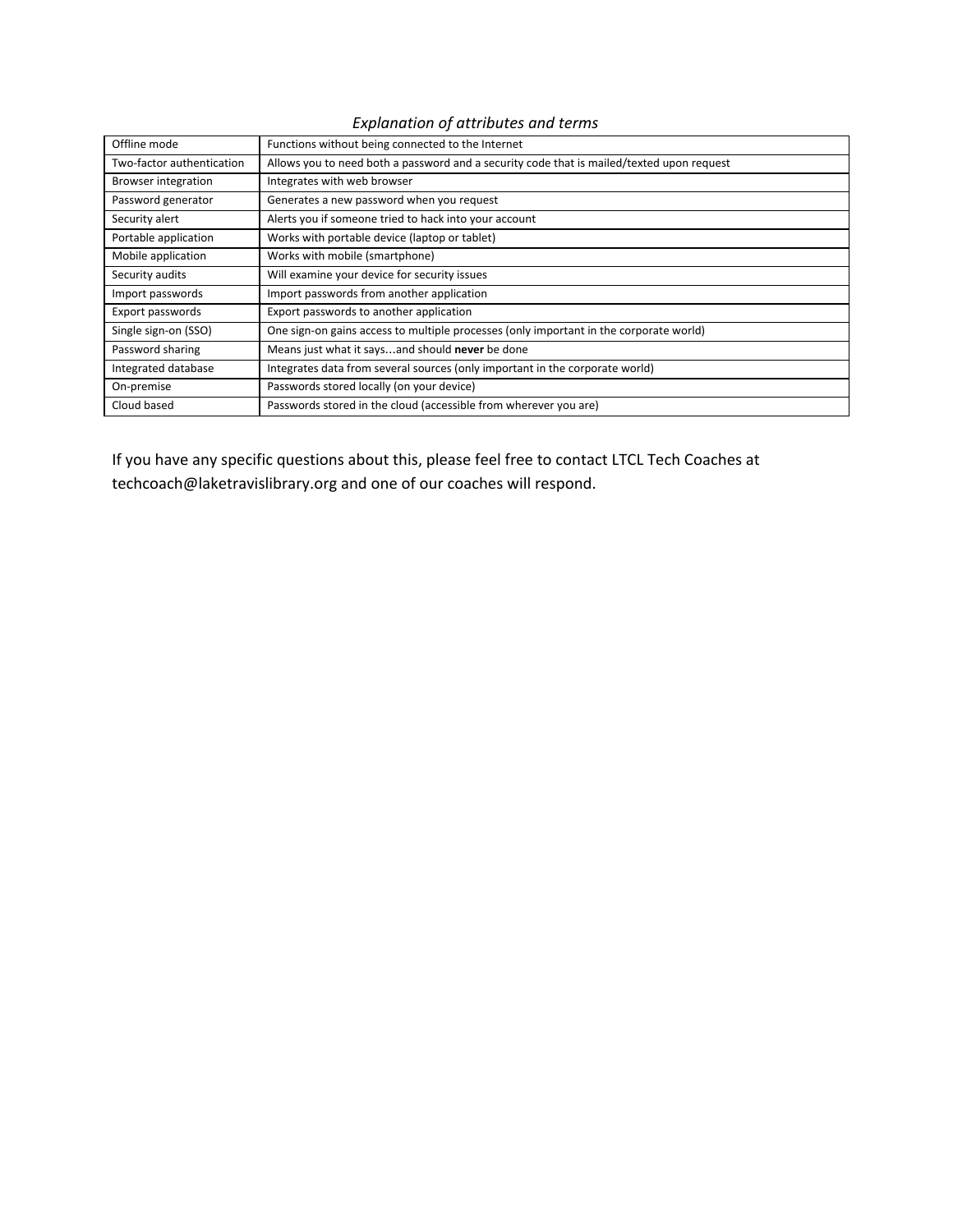*Explanation of attributes and terms*

| | |
|---|---|
| Offline mode | Functions without being connected to the Internet |
| Two-factor authentication | Allows you to need both a password and a security code that is mailed/texted upon request |
| Browser integration | Integrates with web browser |
| Password generator | Generates a new password when you request |
| Security alert | Alerts you if someone tried to hack into your account |
| Portable application | Works with portable device (laptop or tablet) |
| Mobile application | Works with mobile (smartphone) |
| Security audits | Will examine your device for security issues |
| Import passwords | Import passwords from another application |
| Export passwords | Export passwords to another application |
| Single sign-on (SSO) | One sign-on gains access to multiple processes (only important in the corporate world) |
| Password sharing | Means just what it says…and should **never** be done |
| Integrated database | Integrates data from several sources (only important in the corporate world) |
| On-premise | Passwords stored locally (on your device) |
| Cloud based | Passwords stored in the cloud (accessible from wherever you are) |

If you have any specific questions about this, please feel free to contact LTCL Tech Coaches at techcoach@laketravislibrary.org and one of our coaches will respond.